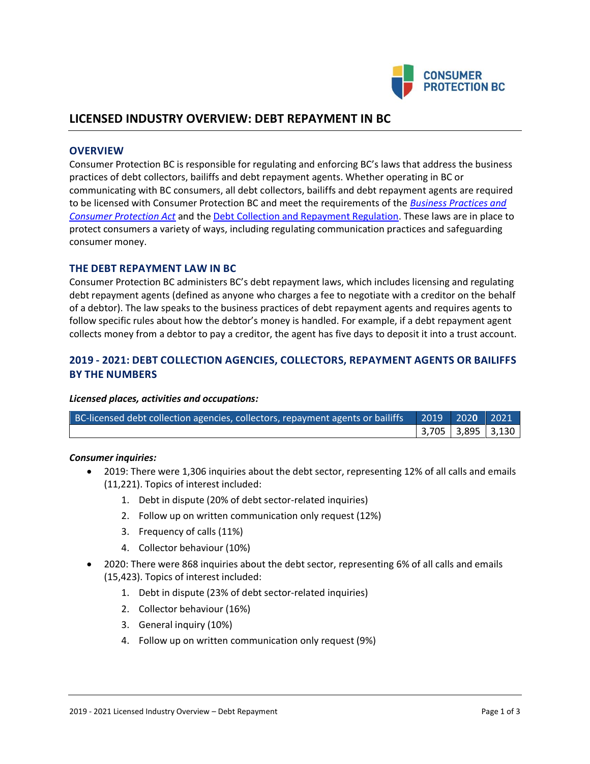# LICENSED INDUSTRY OVERVIEW: DEBT REPAYMENT IN BC

## OVERVIEW

Consumer Protection BC is responsible for regulating and enforcing BC's laws that address the business practices of debt collectors, bailiffs and debt repayment agents. Whether operating in BC or communicating with BC consumers, all debt collectors, bailiffs and debt repayment agents are required to be licensed with Consumer Protection BC and meet the requirements of the *Business Practices and Consumer Protection Act* and the Debt Collection and Repayment Regulation. These laws are in place to protect consumers a variety of ways, including regulating communication practices and safeguarding consumer money.

## THE DEBT REPAYMENT LAW IN BC

Consumer Protection BC administers BC's debt repayment laws, which includes licensing and regulating debt repayment agents (defined as anyone who charges a fee to negotiate with a creditor on the behalf of a debtor). The law speaks to the business practices of debt repayment agents and requires agents to follow specific rules about how the debtor's money is handled. For example, if a debt repayment agent collects money from a debtor to pay a creditor, the agent has five days to deposit it into a trust account.

## 2019 - 2021: DEBT COLLECTION AGENCIES, COLLECTORS, REPAYMENT AGENTS OR BAILIFFS BY THE NUMBERS

***Licensed places, activities and occupations:***

| BC-licensed debt collection agencies, collectors, repayment agents or bailiffs | 2019 | 2020 | 2021 |
|---|---|---|---|
| | 3,705 | 3,895 | 3,130 |

***Consumer inquiries:***

- 2019: There were 1,306 inquiries about the debt sector, representing 12% of all calls and emails (11,221). Topics of interest included:
  1. Debt in dispute (20% of debt sector-related inquiries)
  2. Follow up on written communication only request (12%)
  3. Frequency of calls (11%)
  4. Collector behaviour (10%)
- 2020: There were 868 inquiries about the debt sector, representing 6% of all calls and emails (15,423). Topics of interest included:
  1. Debt in dispute (23% of debt sector-related inquiries)
  2. Collector behaviour (16%)
  3. General inquiry (10%)
  4. Follow up on written communication only request (9%)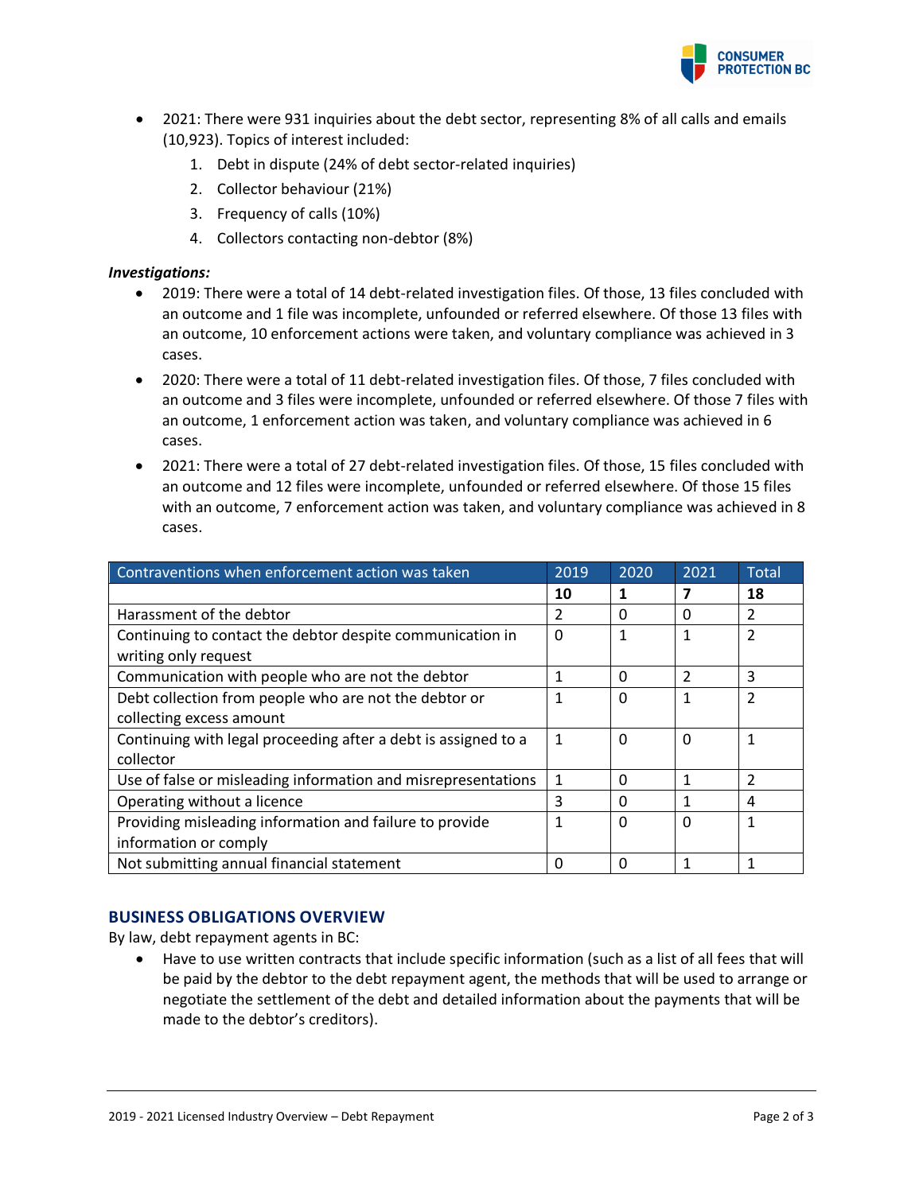- 2021: There were 931 inquiries about the debt sector, representing 8% of all calls and emails (10,923). Topics of interest included:
    1. Debt in dispute (24% of debt sector-related inquiries)
    2. Collector behaviour (21%)
    3. Frequency of calls (10%)
    4. Collectors contacting non-debtor (8%)

***Investigations:***

- 2019: There were a total of 14 debt-related investigation files. Of those, 13 files concluded with an outcome and 1 file was incomplete, unfounded or referred elsewhere. Of those 13 files with an outcome, 10 enforcement actions were taken, and voluntary compliance was achieved in 3 cases.
- 2020: There were a total of 11 debt-related investigation files. Of those, 7 files concluded with an outcome and 3 files were incomplete, unfounded or referred elsewhere. Of those 7 files with an outcome, 1 enforcement action was taken, and voluntary compliance was achieved in 6 cases.
- 2021: There were a total of 27 debt-related investigation files. Of those, 15 files concluded with an outcome and 12 files were incomplete, unfounded or referred elsewhere. Of those 15 files with an outcome, 7 enforcement action was taken, and voluntary compliance was achieved in 8 cases.

| Contraventions when enforcement action was taken | 2019 | 2020 | 2021 | Total |
|---|---|---|---|---|
| | **10** | **1** | **7** | **18** |
| Harassment of the debtor | 2 | 0 | 0 | 2 |
| Continuing to contact the debtor despite communication in writing only request | 0 | 1 | 1 | 2 |
| Communication with people who are not the debtor | 1 | 0 | 2 | 3 |
| Debt collection from people who are not the debtor or collecting excess amount | 1 | 0 | 1 | 2 |
| Continuing with legal proceeding after a debt is assigned to a collector | 1 | 0 | 0 | 1 |
| Use of false or misleading information and misrepresentations | 1 | 0 | 1 | 2 |
| Operating without a licence | 3 | 0 | 1 | 4 |
| Providing misleading information and failure to provide information or comply | 1 | 0 | 0 | 1 |
| Not submitting annual financial statement | 0 | 0 | 1 | 1 |

## BUSINESS OBLIGATIONS OVERVIEW

By law, debt repayment agents in BC:

- Have to use written contracts that include specific information (such as a list of all fees that will be paid by the debtor to the debt repayment agent, the methods that will be used to arrange or negotiate the settlement of the debt and detailed information about the payments that will be made to the debtor's creditors).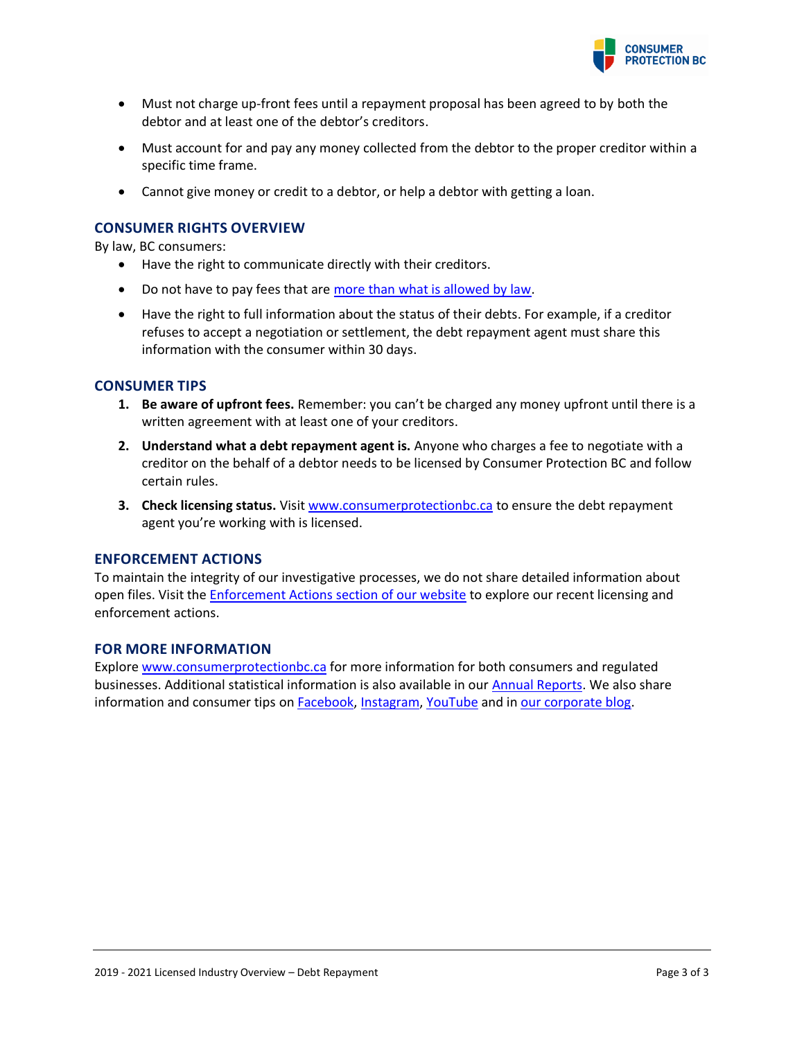- Must not charge up-front fees until a repayment proposal has been agreed to by both the debtor and at least one of the debtor's creditors.
- Must account for and pay any money collected from the debtor to the proper creditor within a specific time frame.
- Cannot give money or credit to a debtor, or help a debtor with getting a loan.

## CONSUMER RIGHTS OVERVIEW

By law, BC consumers:

- Have the right to communicate directly with their creditors.
- Do not have to pay fees that are more than what is allowed by law.
- Have the right to full information about the status of their debts. For example, if a creditor refuses to accept a negotiation or settlement, the debt repayment agent must share this information with the consumer within 30 days.

## CONSUMER TIPS

1. **Be aware of upfront fees.** Remember: you can't be charged any money upfront until there is a written agreement with at least one of your creditors.
2. **Understand what a debt repayment agent is.** Anyone who charges a fee to negotiate with a creditor on the behalf of a debtor needs to be licensed by Consumer Protection BC and follow certain rules.
3. **Check licensing status.** Visit www.consumerprotectionbc.ca to ensure the debt repayment agent you're working with is licensed.

## ENFORCEMENT ACTIONS

To maintain the integrity of our investigative processes, we do not share detailed information about open files. Visit the Enforcement Actions section of our website to explore our recent licensing and enforcement actions.

## FOR MORE INFORMATION

Explore www.consumerprotectionbc.ca for more information for both consumers and regulated businesses. Additional statistical information is also available in our Annual Reports. We also share information and consumer tips on Facebook, Instagram, YouTube and in our corporate blog.